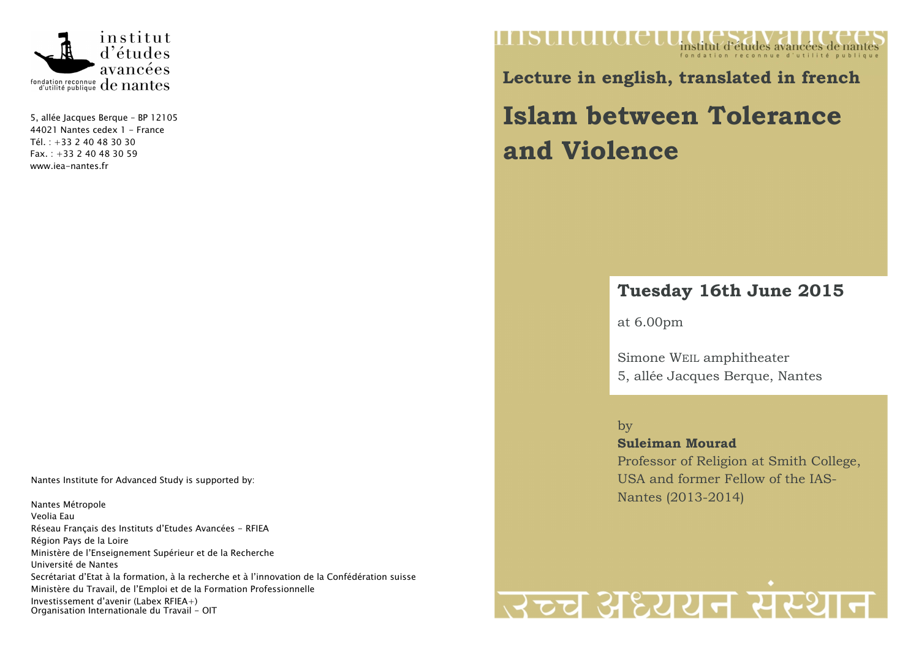institut d'études avancées de nantes

fondation reconnue d'utilité publique

5, allée Jacques Berque – BP 12105
44021 Nantes cedex 1 – France
Tél. : +33 2 40 48 30 30
Fax. : +33 2 40 48 30 59
www.iea-nantes.fr

Nantes Institute for Advanced Study is supported by:

Nantes Métropole
Veolia Eau
Réseau Français des Instituts d'Etudes Avancées – RFIEA
Région Pays de la Loire
Ministère de l'Enseignement Supérieur et de la Recherche
Université de Nantes
Secrétariat d'Etat à la formation, à la recherche et à l'innovation de la Confédération suisse
Ministère du Travail, de l'Emploi et de la Formation Professionnelle
Investissement d'avenir (Labex RFIEA+)
Organisation Internationale du Travail – OIT

institut d'études avancées de nantes
fondation reconnue d'utilité publique

**Lecture in english, translated in french**

# Islam between Tolerance and Violence

## Tuesday 16th June 2015

at 6.00pm

Simone WEIL amphitheater
5, allée Jacques Berque, Nantes

by
**Suleiman Mourad**
Professor of Religion at Smith College, USA and former Fellow of the IAS-Nantes (2013-2014)

उच्च अध्ययन संस्थान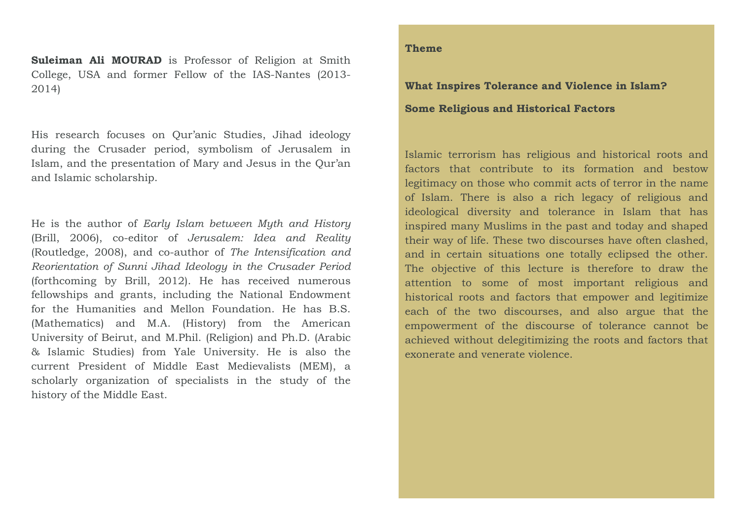**Suleiman Ali MOURAD** is Professor of Religion at Smith College, USA and former Fellow of the IAS-Nantes (2013-2014)

His research focuses on Qur'anic Studies, Jihad ideology during the Crusader period, symbolism of Jerusalem in Islam, and the presentation of Mary and Jesus in the Qur'an and Islamic scholarship.

He is the author of *Early Islam between Myth and History* (Brill, 2006), co-editor of *Jerusalem: Idea and Reality* (Routledge, 2008), and co-author of *The Intensification and Reorientation of Sunni Jihad Ideology in the Crusader Period* (forthcoming by Brill, 2012). He has received numerous fellowships and grants, including the National Endowment for the Humanities and Mellon Foundation. He has B.S. (Mathematics) and M.A. (History) from the American University of Beirut, and M.Phil. (Religion) and Ph.D. (Arabic & Islamic Studies) from Yale University. He is also the current President of Middle East Medievalists (MEM), a scholarly organization of specialists in the study of the history of the Middle East.

**Theme**

**What Inspires Tolerance and Violence in Islam?**

**Some Religious and Historical Factors**

Islamic terrorism has religious and historical roots and factors that contribute to its formation and bestow legitimacy on those who commit acts of terror in the name of Islam. There is also a rich legacy of religious and ideological diversity and tolerance in Islam that has inspired many Muslims in the past and today and shaped their way of life. These two discourses have often clashed, and in certain situations one totally eclipsed the other. The objective of this lecture is therefore to draw the attention to some of most important religious and historical roots and factors that empower and legitimize each of the two discourses, and also argue that the empowerment of the discourse of tolerance cannot be achieved without delegitimizing the roots and factors that exonerate and venerate violence.